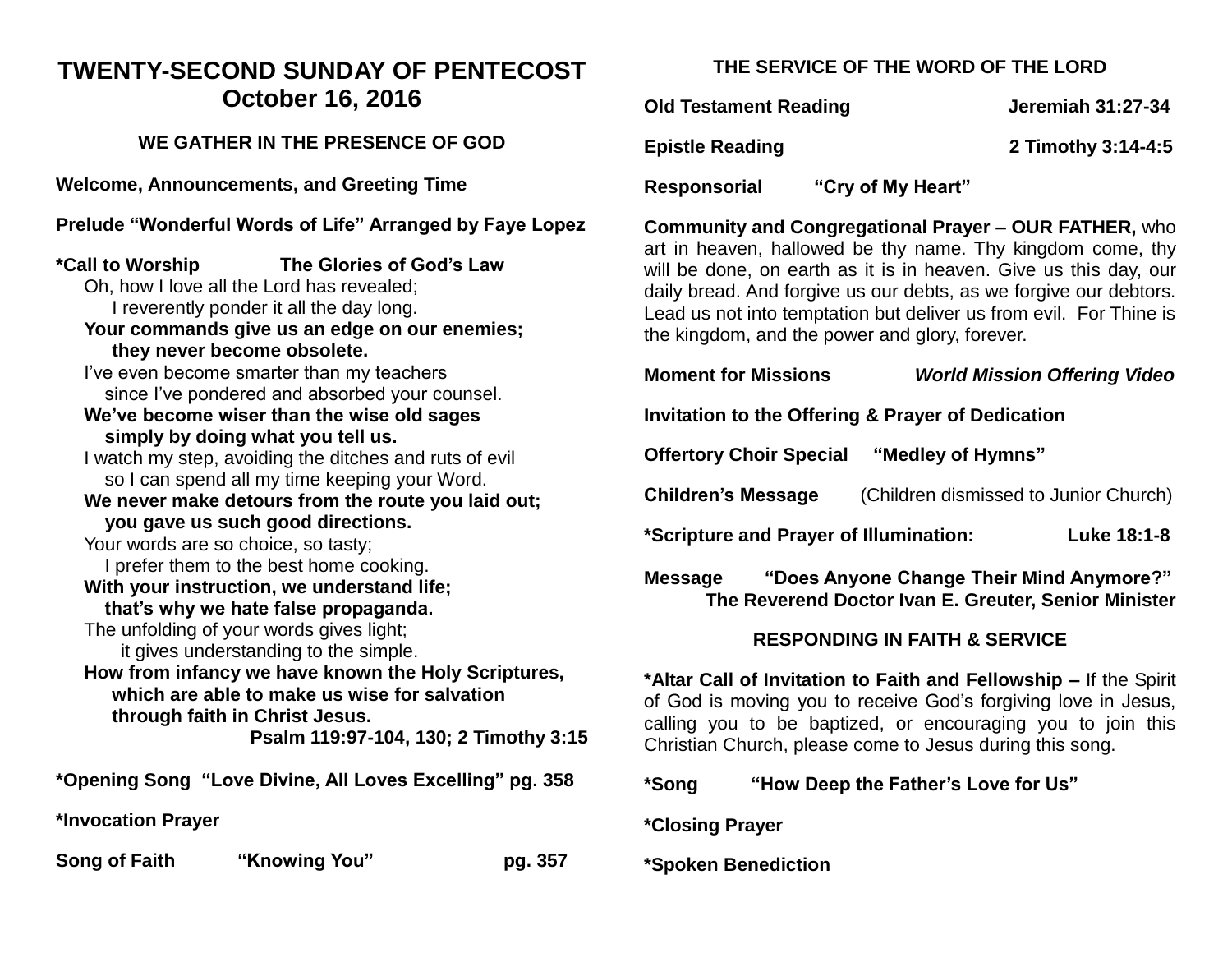# TWENTY-SECOND SUNDAY OF PENTECOST
## October 16, 2016

### WE GATHER IN THE PRESENCE OF GOD

**Welcome, Announcements, and Greeting Time**

**Prelude "Wonderful Words of Life" Arranged by Faye Lopez**

**\*Call to Worship The Glories of God's Law**

Oh, how I love all the Lord has revealed;
I reverently ponder it all the day long.
**Your commands give us an edge on our enemies;**
**they never become obsolete.**
I've even become smarter than my teachers
since I've pondered and absorbed your counsel.
**We've become wiser than the wise old sages**
**simply by doing what you tell us.**
I watch my step, avoiding the ditches and ruts of evil
so I can spend all my time keeping your Word.
**We never make detours from the route you laid out;**
**you gave us such good directions.**
Your words are so choice, so tasty;
I prefer them to the best home cooking.
**With your instruction, we understand life;**
**that's why we hate false propaganda.**
The unfolding of your words gives light;
it gives understanding to the simple.
**How from infancy we have known the Holy Scriptures,**
**which are able to make us wise for salvation**
**through faith in Christ Jesus.**

**Psalm 119:97-104, 130; 2 Timothy 3:15**

**\*Opening Song "Love Divine, All Loves Excelling" pg. 358**

**\*Invocation Prayer**

**Song of Faith "Knowing You" pg. 357**

### THE SERVICE OF THE WORD OF THE LORD

**Old Testament Reading Jeremiah 31:27-34**

**Epistle Reading 2 Timothy 3:14-4:5**

**Responsorial "Cry of My Heart"**

**Community and Congregational Prayer – OUR FATHER,** who art in heaven, hallowed be thy name. Thy kingdom come, thy will be done, on earth as it is in heaven. Give us this day, our daily bread. And forgive us our debts, as we forgive our debtors. Lead us not into temptation but deliver us from evil. For Thine is the kingdom, and the power and glory, forever.

**Moment for Missions *World Mission Offering Video***

**Invitation to the Offering & Prayer of Dedication**

**Offertory Choir Special "Medley of Hymns"**

**Children's Message** (Children dismissed to Junior Church)

**\*Scripture and Prayer of Illumination: Luke 18:1-8**

**Message "Does Anyone Change Their Mind Anymore?"**
**The Reverend Doctor Ivan E. Greuter, Senior Minister**

### RESPONDING IN FAITH & SERVICE

**\*Altar Call of Invitation to Faith and Fellowship –** If the Spirit of God is moving you to receive God's forgiving love in Jesus, calling you to be baptized, or encouraging you to join this Christian Church, please come to Jesus during this song.

**\*Song "How Deep the Father's Love for Us"**

**\*Closing Prayer**

**\*Spoken Benediction**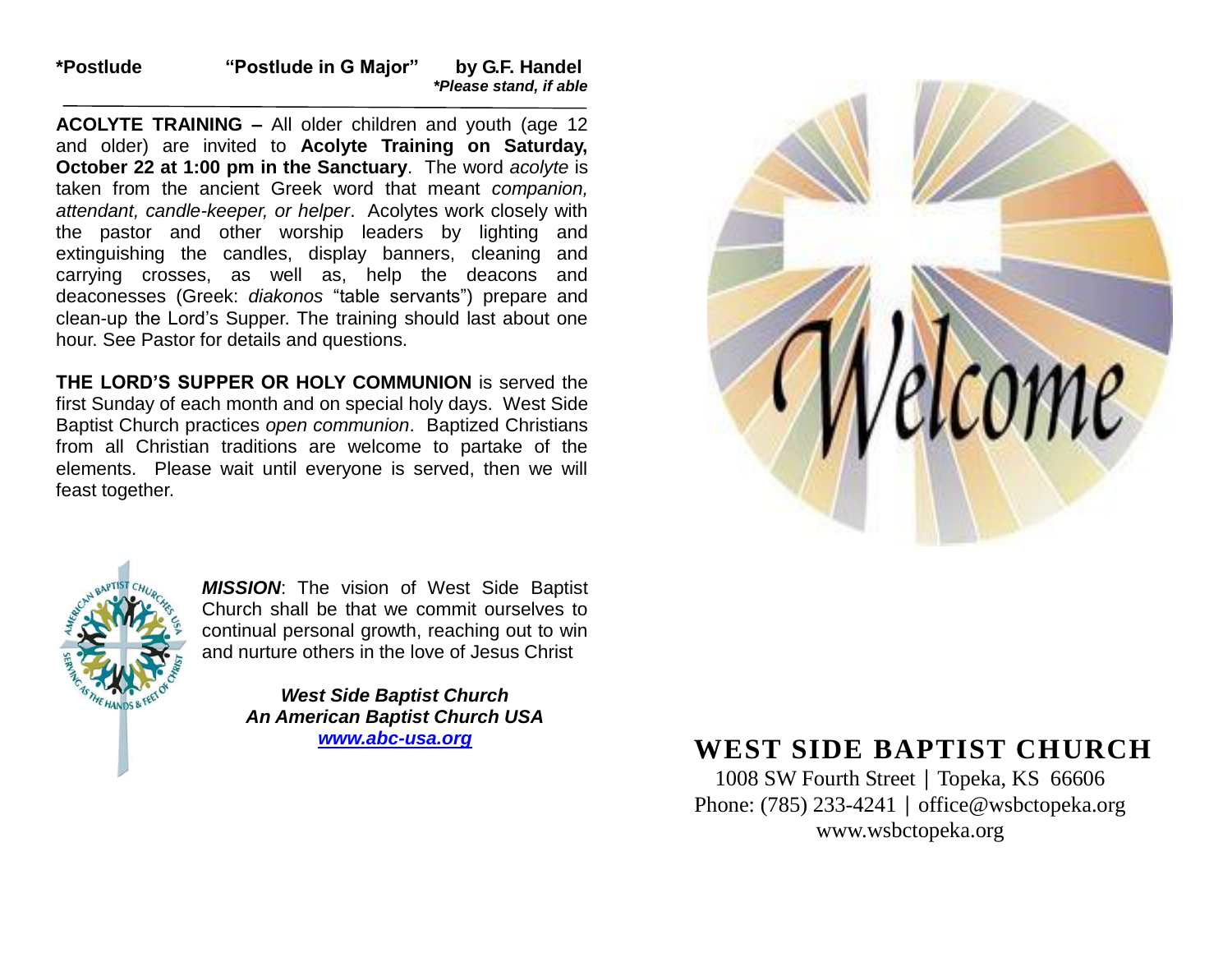**\*Postlude** **"Postlude in G Major"** **by G.F. Handel**
***Please stand, if able***

---

**ACOLYTE TRAINING –** All older children and youth (age 12 and older) are invited to **Acolyte Training on Saturday, October 22 at 1:00 pm in the Sanctuary**. The word *acolyte* is taken from the ancient Greek word that meant *companion, attendant, candle-keeper, or helper*. Acolytes work closely with the pastor and other worship leaders by lighting and extinguishing the candles, display banners, cleaning and carrying crosses, as well as, help the deacons and deaconesses (Greek: *diakonos* "table servants") prepare and clean-up the Lord's Supper. The training should last about one hour. See Pastor for details and questions.

**THE LORD'S SUPPER OR HOLY COMMUNION** is served the first Sunday of each month and on special holy days. West Side Baptist Church practices *open communion*. Baptized Christians from all Christian traditions are welcome to partake of the elements. Please wait until everyone is served, then we will feast together.

***MISSION***: The vision of West Side Baptist Church shall be that we commit ourselves to continual personal growth, reaching out to win and nurture others in the love of Jesus Christ

***West Side Baptist Church***
***An American Baptist Church USA***
***[www.abc-usa.org](http://www.abc-usa.org)***

Welcome

# WEST SIDE BAPTIST CHURCH

1008 SW Fourth Street | Topeka, KS 66606
Phone: (785) 233-4241 | office@wsbctopeka.org
www.wsbctopeka.org